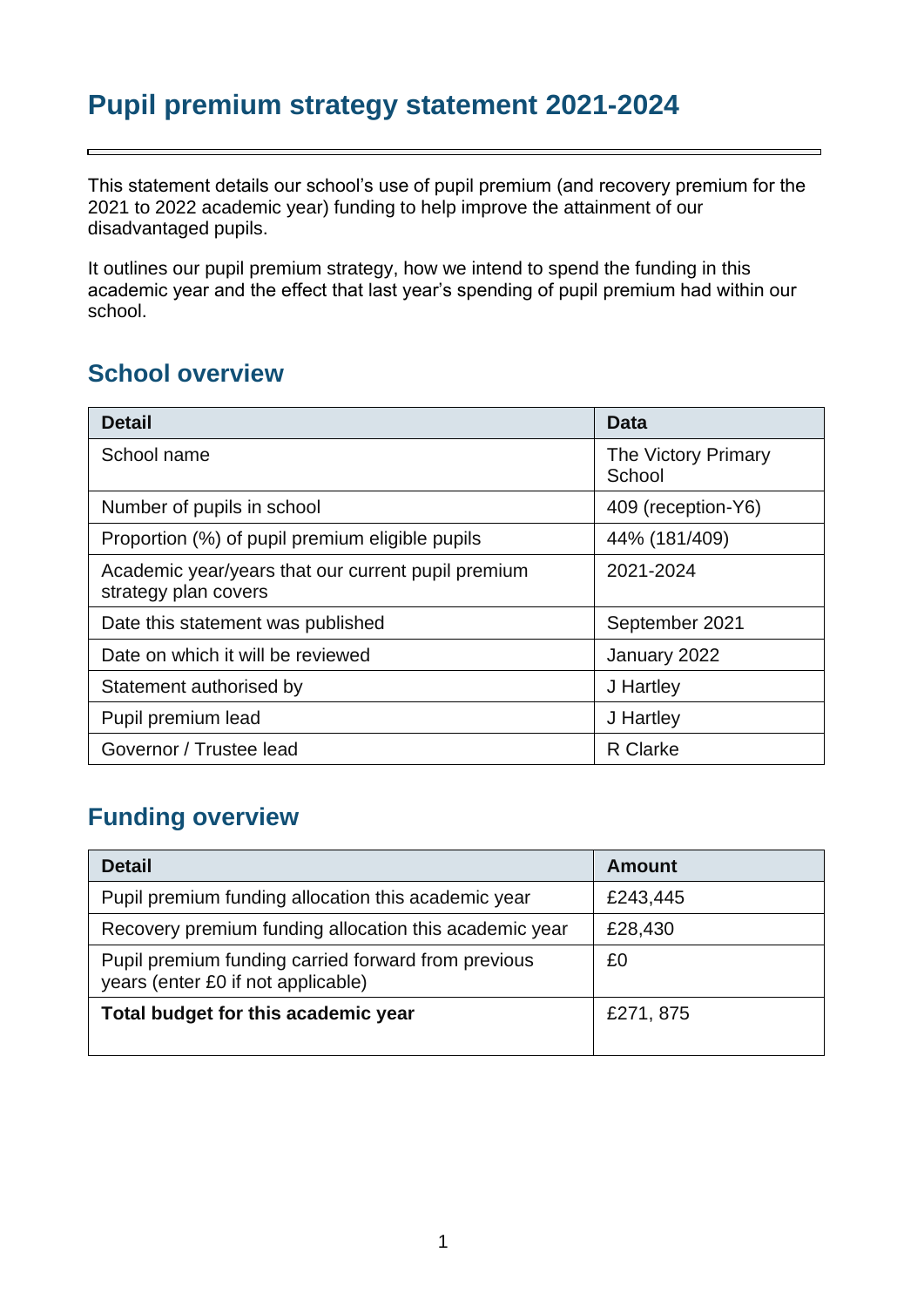# Pupil premium strategy statement 2021-2024

This statement details our school's use of pupil premium (and recovery premium for the 2021 to 2022 academic year) funding to help improve the attainment of our disadvantaged pupils.

It outlines our pupil premium strategy, how we intend to spend the funding in this academic year and the effect that last year's spending of pupil premium had within our school.

## School overview

| Detail | Data |
|---|---|
| School name | The Victory Primary School |
| Number of pupils in school | 409 (reception-Y6) |
| Proportion (%) of pupil premium eligible pupils | 44% (181/409) |
| Academic year/years that our current pupil premium strategy plan covers | 2021-2024 |
| Date this statement was published | September 2021 |
| Date on which it will be reviewed | January 2022 |
| Statement authorised by | J Hartley |
| Pupil premium lead | J Hartley |
| Governor / Trustee lead | R Clarke |

## Funding overview

| Detail | Amount |
|---|---|
| Pupil premium funding allocation this academic year | £243,445 |
| Recovery premium funding allocation this academic year | £28,430 |
| Pupil premium funding carried forward from previous years (enter £0 if not applicable) | £0 |
| **Total budget for this academic year** | £271, 875 |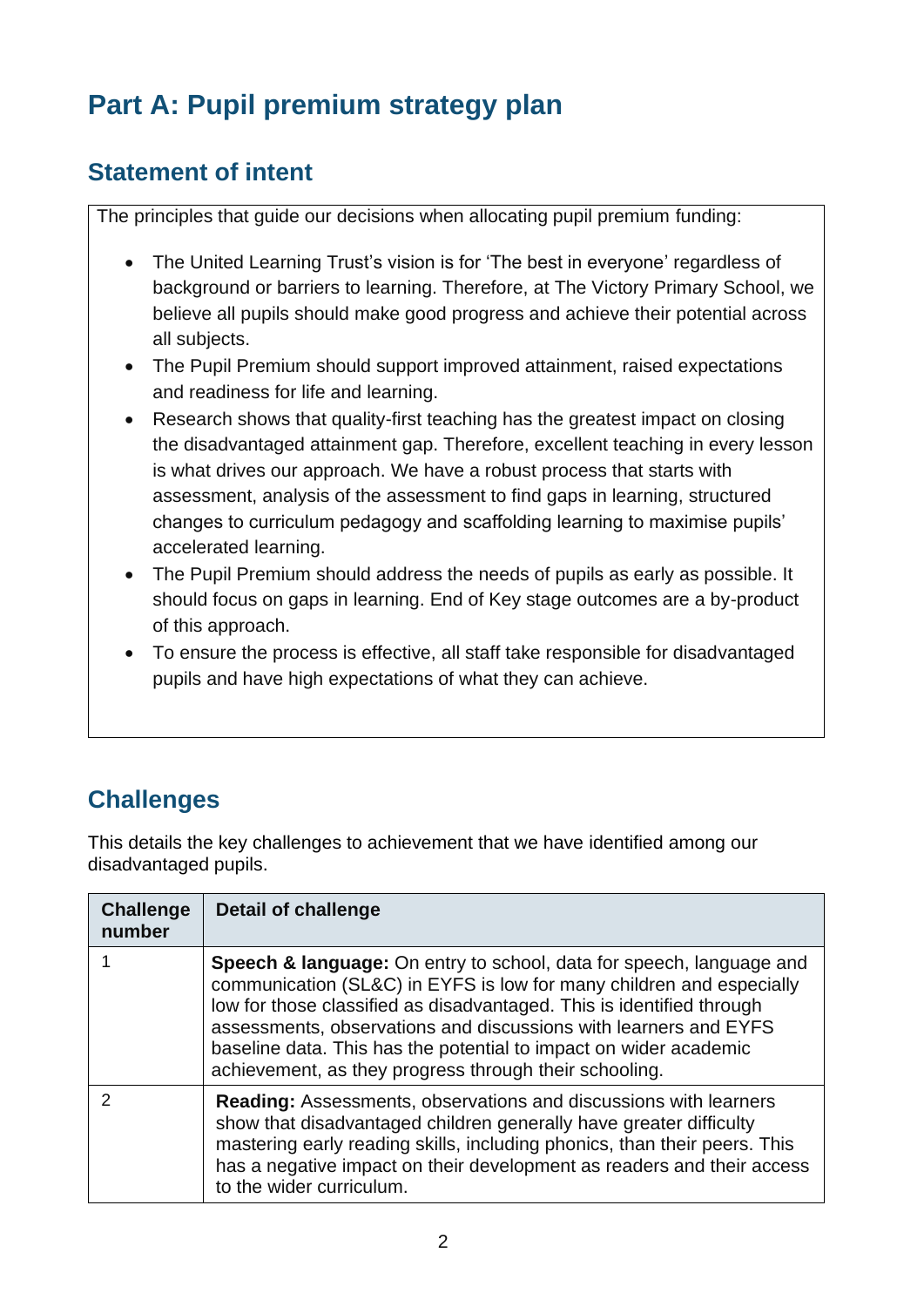# Part A: Pupil premium strategy plan

## Statement of intent

The principles that guide our decisions when allocating pupil premium funding:

- The United Learning Trust's vision is for 'The best in everyone' regardless of background or barriers to learning. Therefore, at The Victory Primary School, we believe all pupils should make good progress and achieve their potential across all subjects.
- The Pupil Premium should support improved attainment, raised expectations and readiness for life and learning.
- Research shows that quality-first teaching has the greatest impact on closing the disadvantaged attainment gap. Therefore, excellent teaching in every lesson is what drives our approach. We have a robust process that starts with assessment, analysis of the assessment to find gaps in learning, structured changes to curriculum pedagogy and scaffolding learning to maximise pupils' accelerated learning.
- The Pupil Premium should address the needs of pupils as early as possible. It should focus on gaps in learning. End of Key stage outcomes are a by-product of this approach.
- To ensure the process is effective, all staff take responsible for disadvantaged pupils and have high expectations of what they can achieve.

## Challenges

This details the key challenges to achievement that we have identified among our disadvantaged pupils.

| Challenge number | Detail of challenge |
|---|---|
| 1 | **Speech & language:** On entry to school, data for speech, language and communication (SL&C) in EYFS is low for many children and especially low for those classified as disadvantaged. This is identified through assessments, observations and discussions with learners and EYFS baseline data. This has the potential to impact on wider academic achievement, as they progress through their schooling. |
| 2 | **Reading:** Assessments, observations and discussions with learners show that disadvantaged children generally have greater difficulty mastering early reading skills, including phonics, than their peers. This has a negative impact on their development as readers and their access to the wider curriculum. |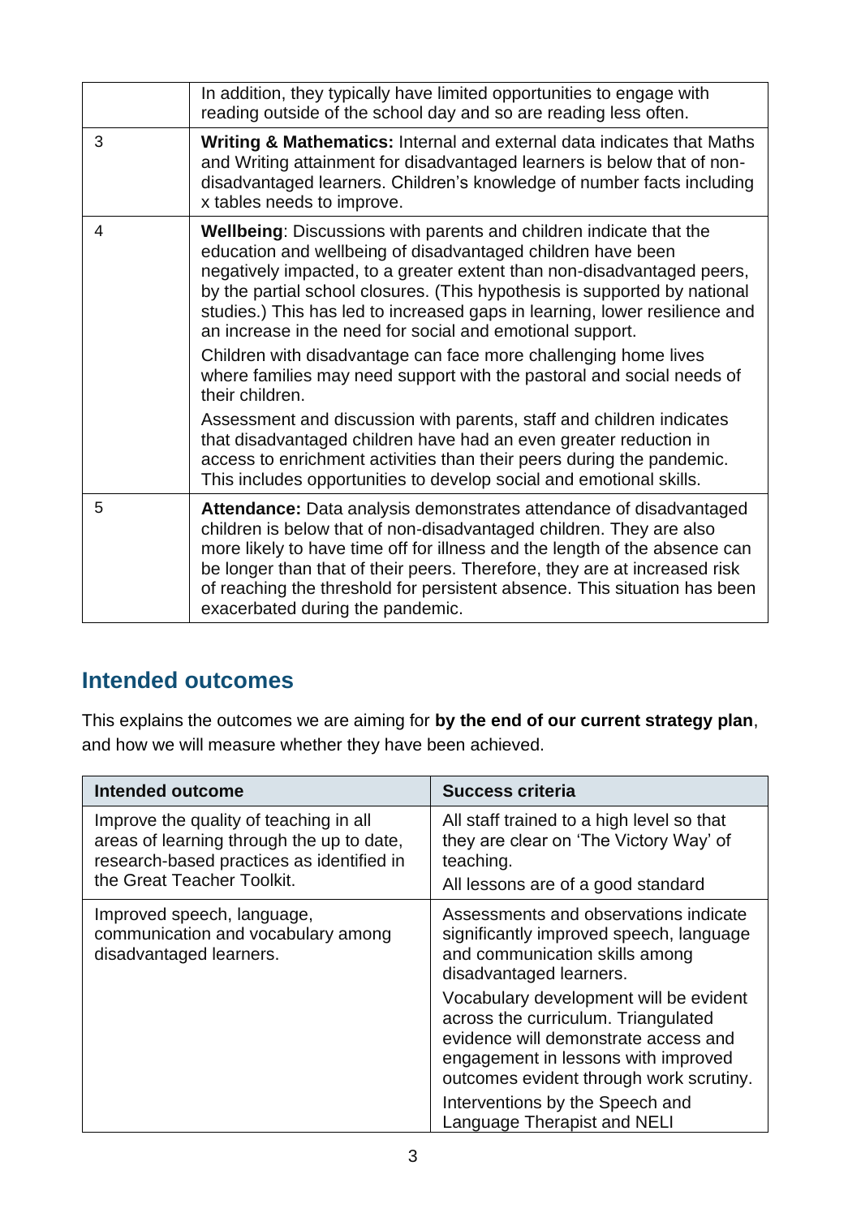| | |
|---|---|
| | In addition, they typically have limited opportunities to engage with reading outside of the school day and so are reading less often. |
| 3 | **Writing & Mathematics:** Internal and external data indicates that Maths and Writing attainment for disadvantaged learners is below that of non-disadvantaged learners. Children's knowledge of number facts including x tables needs to improve. |
| 4 | **Wellbeing**: Discussions with parents and children indicate that the education and wellbeing of disadvantaged children have been negatively impacted, to a greater extent than non-disadvantaged peers, by the partial school closures. (This hypothesis is supported by national studies.) This has led to increased gaps in learning, lower resilience and an increase in the need for social and emotional support.<br><br>Children with disadvantage can face more challenging home lives where families may need support with the pastoral and social needs of their children.<br><br>Assessment and discussion with parents, staff and children indicates that disadvantaged children have had an even greater reduction in access to enrichment activities than their peers during the pandemic. This includes opportunities to develop social and emotional skills. |
| 5 | **Attendance:** Data analysis demonstrates attendance of disadvantaged children is below that of non-disadvantaged children. They are also more likely to have time off for illness and the length of the absence can be longer than that of their peers. Therefore, they are at increased risk of reaching the threshold for persistent absence. This situation has been exacerbated during the pandemic. |

## Intended outcomes

This explains the outcomes we are aiming for **by the end of our current strategy plan**, and how we will measure whether they have been achieved.

| Intended outcome | Success criteria |
|---|---|
| Improve the quality of teaching in all areas of learning through the up to date, research-based practices as identified in the Great Teacher Toolkit. | All staff trained to a high level so that they are clear on 'The Victory Way' of teaching.<br><br>All lessons are of a good standard |
| Improved speech, language, communication and vocabulary among disadvantaged learners. | Assessments and observations indicate significantly improved speech, language and communication skills among disadvantaged learners.<br><br>Vocabulary development will be evident across the curriculum. Triangulated evidence will demonstrate access and engagement in lessons with improved outcomes evident through work scrutiny.<br><br>Interventions by the Speech and Language Therapist and NELI |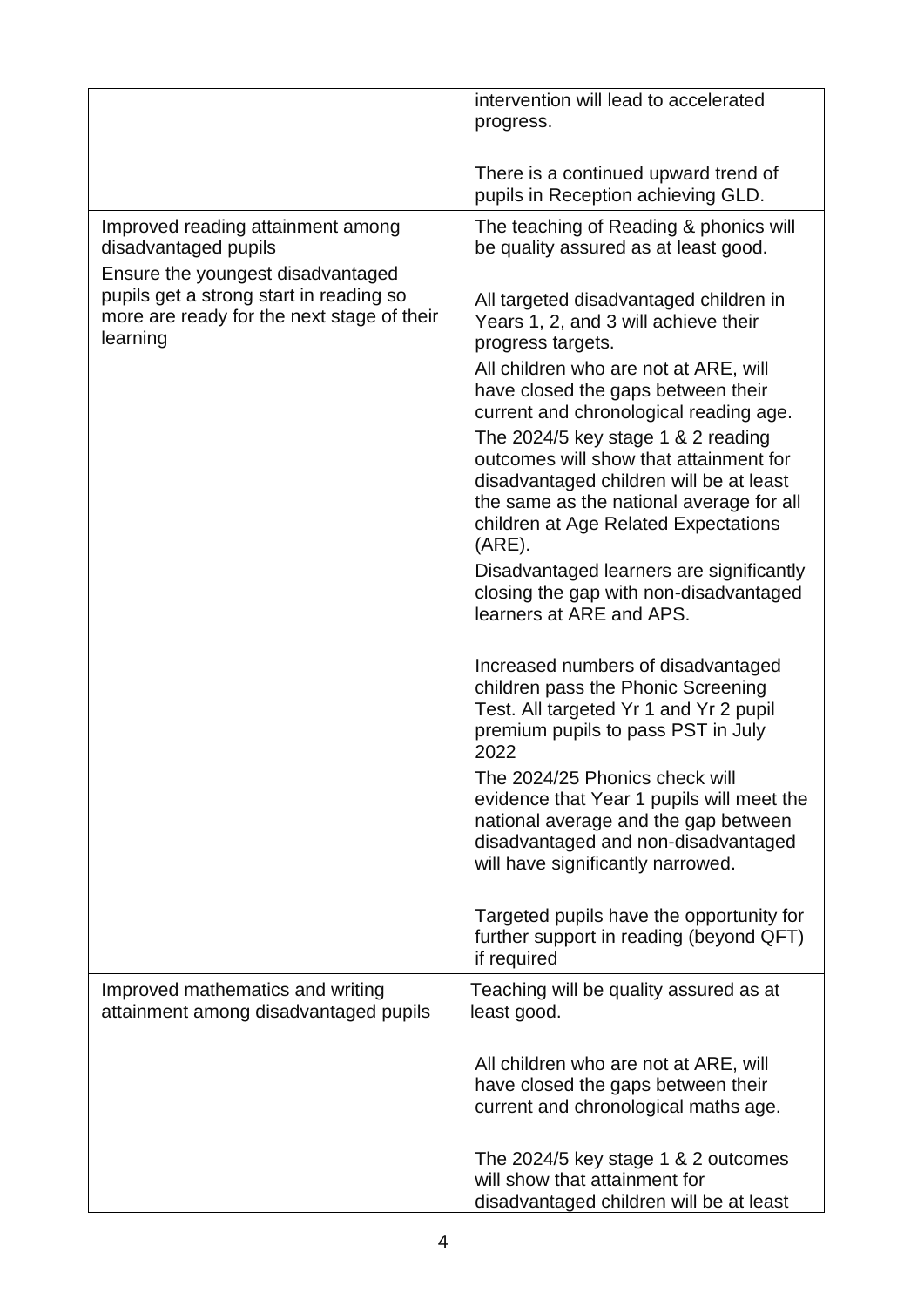| | |
|---|---|
| | intervention will lead to accelerated progress.<br><br>There is a continued upward trend of pupils in Reception achieving GLD. |
| Improved reading attainment among disadvantaged pupils<br>Ensure the youngest disadvantaged pupils get a strong start in reading so more are ready for the next stage of their learning | The teaching of Reading & phonics will be quality assured as at least good.<br><br>All targeted disadvantaged children in Years 1, 2, and 3 will achieve their progress targets.<br>All children who are not at ARE, will have closed the gaps between their current and chronological reading age.<br>The 2024/5 key stage 1 & 2 reading outcomes will show that attainment for disadvantaged children will be at least the same as the national average for all children at Age Related Expectations (ARE).<br>Disadvantaged learners are significantly closing the gap with non-disadvantaged learners at ARE and APS.<br><br>Increased numbers of disadvantaged children pass the Phonic Screening Test. All targeted Yr 1 and Yr 2 pupil premium pupils to pass PST in July 2022<br>The 2024/25 Phonics check will evidence that Year 1 pupils will meet the national average and the gap between disadvantaged and non-disadvantaged will have significantly narrowed.<br><br>Targeted pupils have the opportunity for further support in reading (beyond QFT) if required |
| Improved mathematics and writing attainment among disadvantaged pupils | Teaching will be quality assured as at least good.<br><br>All children who are not at ARE, will have closed the gaps between their current and chronological maths age.<br><br>The 2024/5 key stage 1 & 2 outcomes will show that attainment for disadvantaged children will be at least |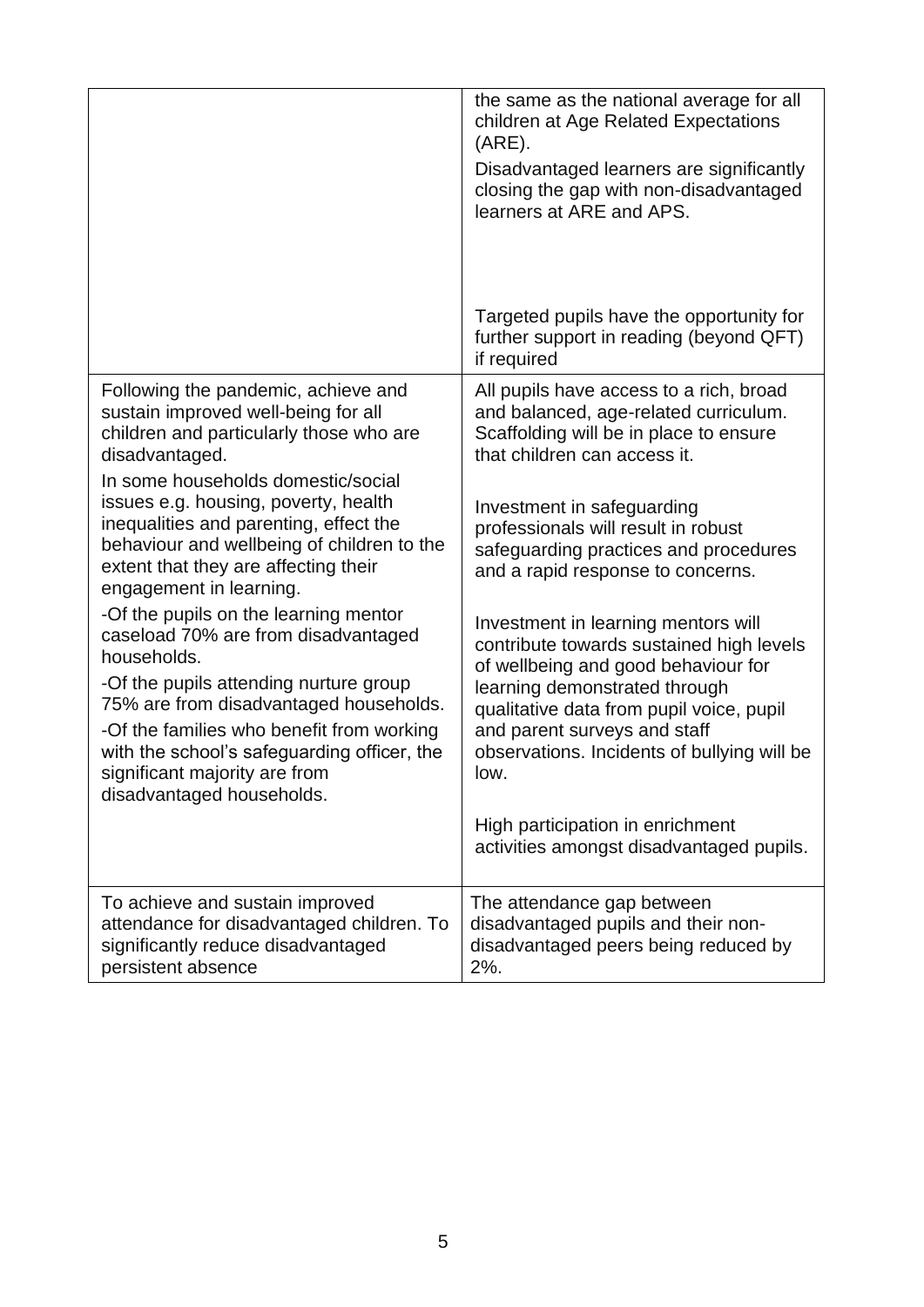| | |
|---|---|
| | the same as the national average for all children at Age Related Expectations (ARE).<br>Disadvantaged learners are significantly closing the gap with non-disadvantaged learners at ARE and APS.<br><br>Targeted pupils have the opportunity for further support in reading (beyond QFT) if required |
| Following the pandemic, achieve and sustain improved well-being for all children and particularly those who are disadvantaged.<br>In some households domestic/social issues e.g. housing, poverty, health inequalities and parenting, effect the behaviour and wellbeing of children to the extent that they are affecting their engagement in learning.<br>-Of the pupils on the learning mentor caseload 70% are from disadvantaged households.<br>-Of the pupils attending nurture group 75% are from disadvantaged households.<br>-Of the families who benefit from working with the school's safeguarding officer, the significant majority are from disadvantaged households. | All pupils have access to a rich, broad and balanced, age-related curriculum. Scaffolding will be in place to ensure that children can access it.<br><br>Investment in safeguarding professionals will result in robust safeguarding practices and procedures and a rapid response to concerns.<br><br>Investment in learning mentors will contribute towards sustained high levels of wellbeing and good behaviour for learning demonstrated through qualitative data from pupil voice, pupil and parent surveys and staff observations. Incidents of bullying will be low.<br><br>High participation in enrichment activities amongst disadvantaged pupils. |
| To achieve and sustain improved attendance for disadvantaged children. To significantly reduce disadvantaged persistent absence | The attendance gap between disadvantaged pupils and their non-disadvantaged peers being reduced by 2%. |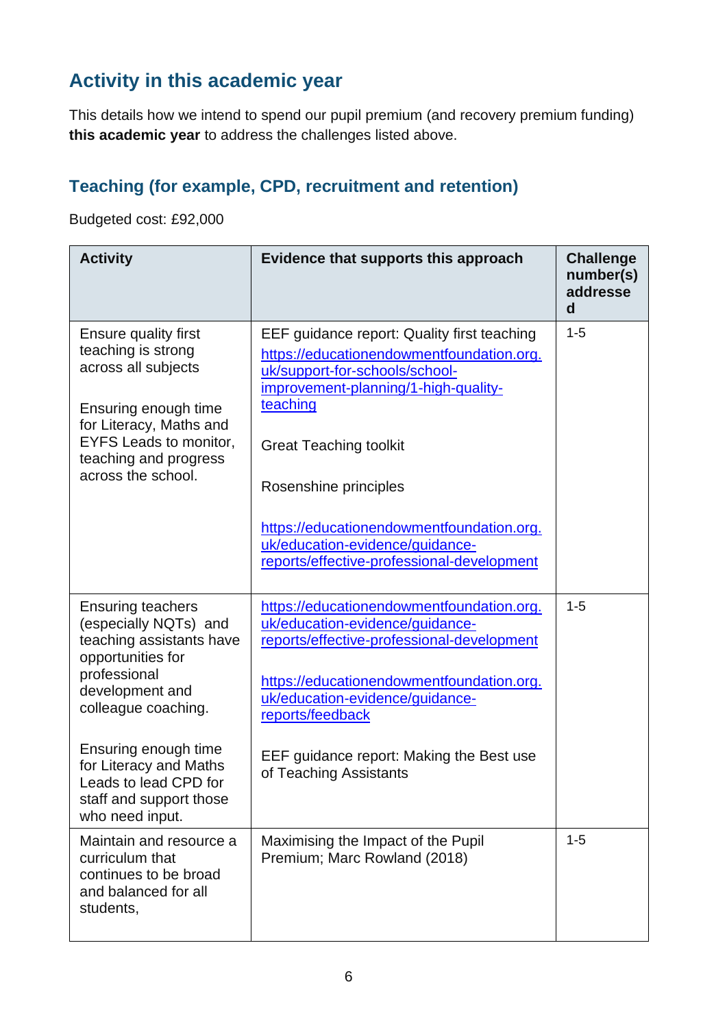## Activity in this academic year

This details how we intend to spend our pupil premium (and recovery premium funding) **this academic year** to address the challenges listed above.

### Teaching (for example, CPD, recruitment and retention)

Budgeted cost: £92,000

| Activity | Evidence that supports this approach | Challenge number(s) addressed |
|---|---|---|
| Ensure quality first teaching is strong across all subjects<br><br>Ensuring enough time for Literacy, Maths and EYFS Leads to monitor, teaching and progress across the school. | EEF guidance report: Quality first teaching<br>[https://educationendowmentfoundation.org.uk/support-for-schools/school-improvement-planning/1-high-quality-teaching](https://educationendowmentfoundation.org.uk/support-for-schools/school-improvement-planning/1-high-quality-teaching)<br><br>Great Teaching toolkit<br><br>Rosenshine principles<br><br>[https://educationendowmentfoundation.org.uk/education-evidence/guidance-reports/effective-professional-development](https://educationendowmentfoundation.org.uk/education-evidence/guidance-reports/effective-professional-development) | 1-5 |
| Ensuring teachers (especially NQTs) and teaching assistants have opportunities for professional development and colleague coaching.<br><br>Ensuring enough time for Literacy and Maths Leads to lead CPD for staff and support those who need input. | [https://educationendowmentfoundation.org.uk/education-evidence/guidance-reports/effective-professional-development](https://educationendowmentfoundation.org.uk/education-evidence/guidance-reports/effective-professional-development)<br><br>[https://educationendowmentfoundation.org.uk/education-evidence/guidance-reports/feedback](https://educationendowmentfoundation.org.uk/education-evidence/guidance-reports/feedback)<br><br>EEF guidance report: Making the Best use of Teaching Assistants | 1-5 |
| Maintain and resource a curriculum that continues to be broad and balanced for all students, | Maximising the Impact of the Pupil Premium; Marc Rowland (2018) | 1-5 |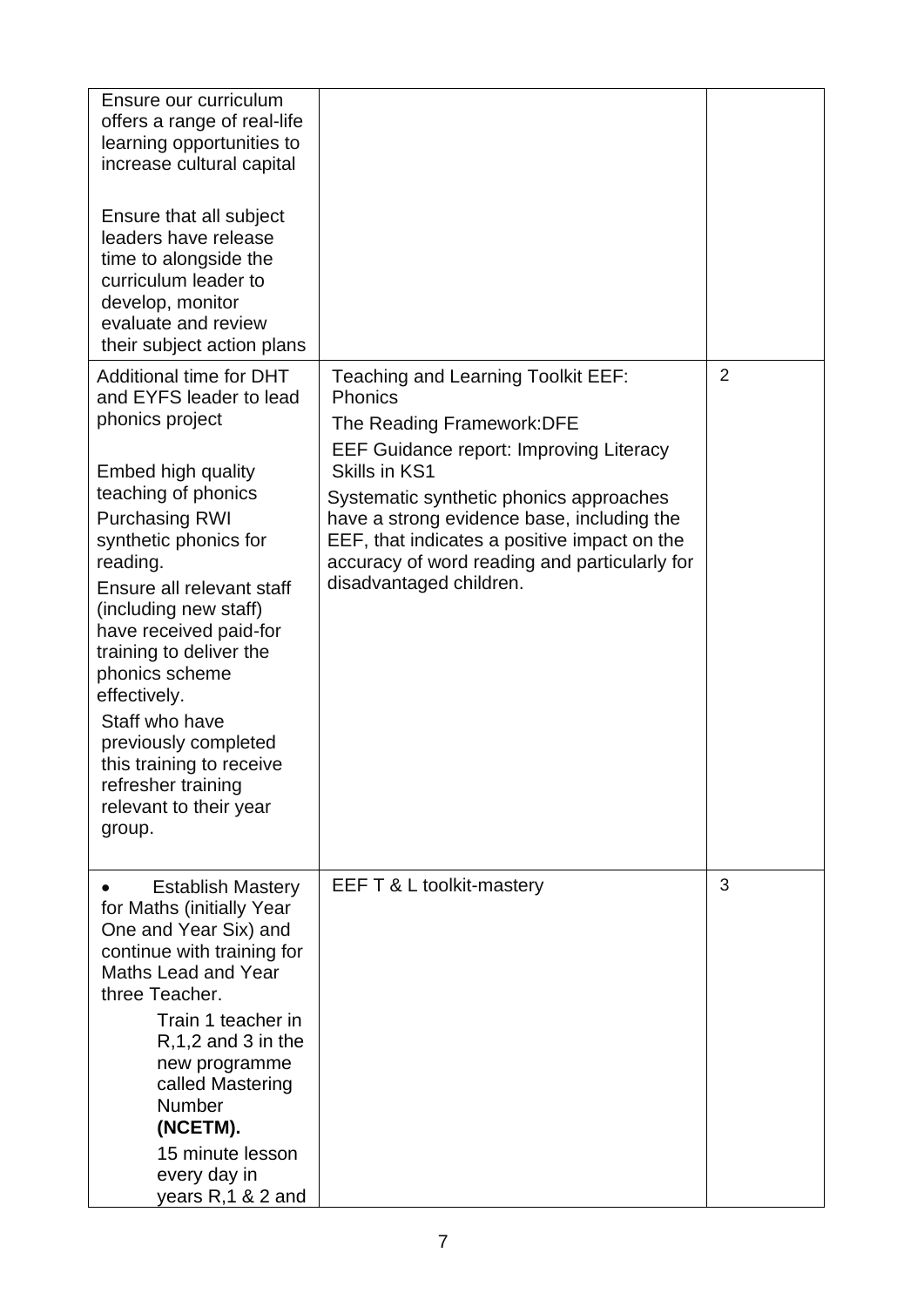| | | |
|---|---|---|
| Ensure our curriculum offers a range of real-life learning opportunities to increase cultural capital<br><br>Ensure that all subject leaders have release time to alongside the curriculum leader to develop, monitor evaluate and review their subject action plans | | |
| Additional time for DHT and EYFS leader to lead phonics project<br><br>Embed high quality teaching of phonics<br>Purchasing RWI synthetic phonics for reading.<br>Ensure all relevant staff (including new staff) have received paid-for training to deliver the phonics scheme effectively.<br>Staff who have previously completed this training to receive refresher training relevant to their year group. | Teaching and Learning Toolkit EEF: Phonics<br>The Reading Framework:DFE<br>EEF Guidance report: Improving Literacy Skills in KS1<br>Systematic synthetic phonics approaches have a strong evidence base, including the EEF, that indicates a positive impact on the accuracy of word reading and particularly for disadvantaged children. | 2 |
| • Establish Mastery for Maths (initially Year One and Year Six) and continue with training for Maths Lead and Year three Teacher.<br>Train 1 teacher in R,1,2 and 3 in the new programme called Mastering Number **(NCETM).**<br>15 minute lesson every day in years R,1 & 2 and | EEF T & L toolkit-mastery | 3 |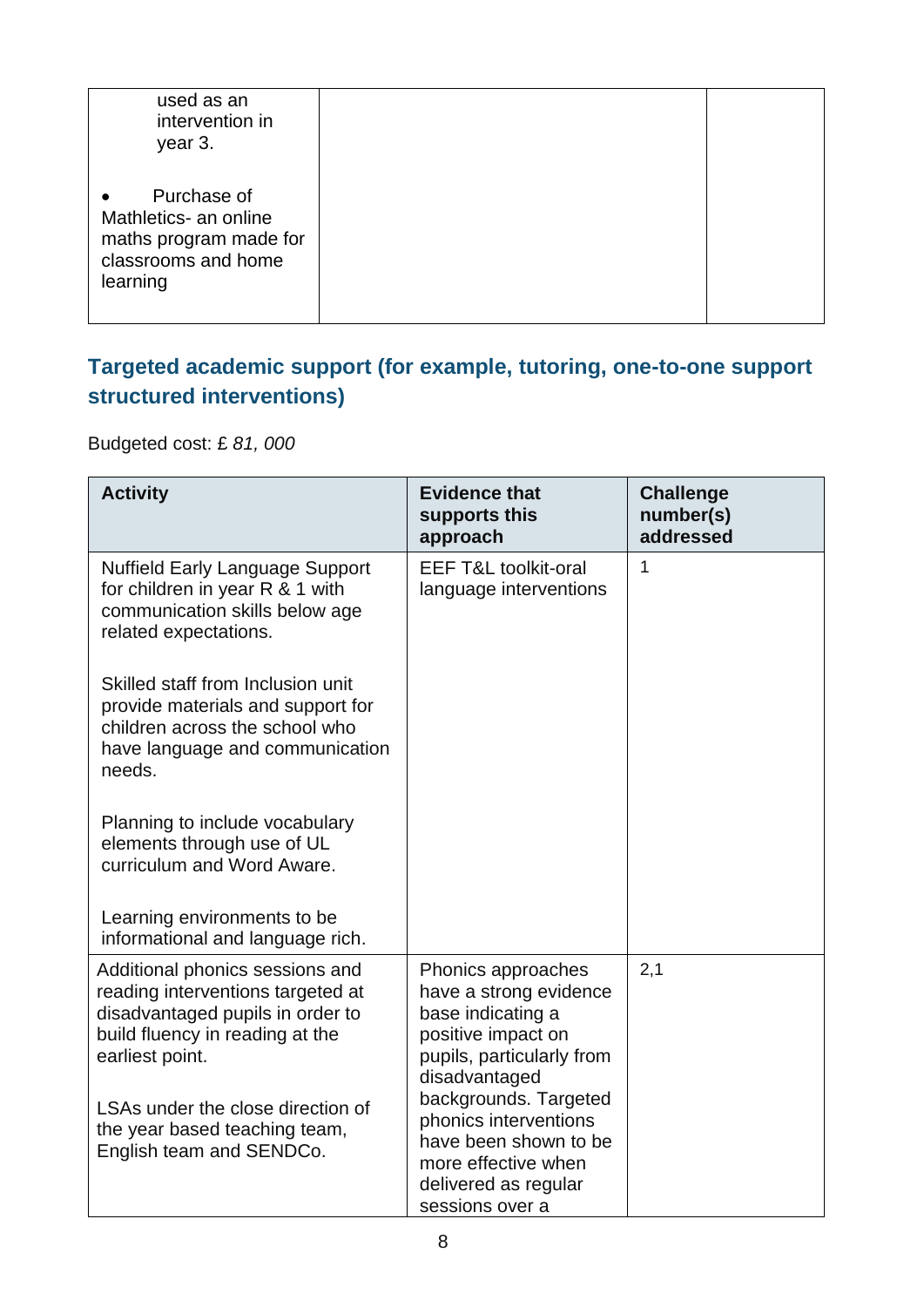| | | |
|---|---|---|
| used as an intervention in year 3.<br><br>• Purchase of Mathletics- an online maths program made for classrooms and home learning | | |

## Targeted academic support (for example, tutoring, one-to-one support structured interventions)

Budgeted cost: £ *81, 000*

| Activity | Evidence that supports this approach | Challenge number(s) addressed |
|---|---|---|
| Nuffield Early Language Support for children in year R & 1 with communication skills below age related expectations.<br><br>Skilled staff from Inclusion unit provide materials and support for children across the school who have language and communication needs.<br><br>Planning to include vocabulary elements through use of UL curriculum and Word Aware.<br><br>Learning environments to be informational and language rich. | EEF T&L toolkit-oral language interventions | 1 |
| Additional phonics sessions and reading interventions targeted at disadvantaged pupils in order to build fluency in reading at the earliest point.<br><br>LSAs under the close direction of the year based teaching team, English team and SENDCo. | Phonics approaches have a strong evidence base indicating a positive impact on pupils, particularly from disadvantaged backgrounds. Targeted phonics interventions have been shown to be more effective when delivered as regular sessions over a | 2,1 |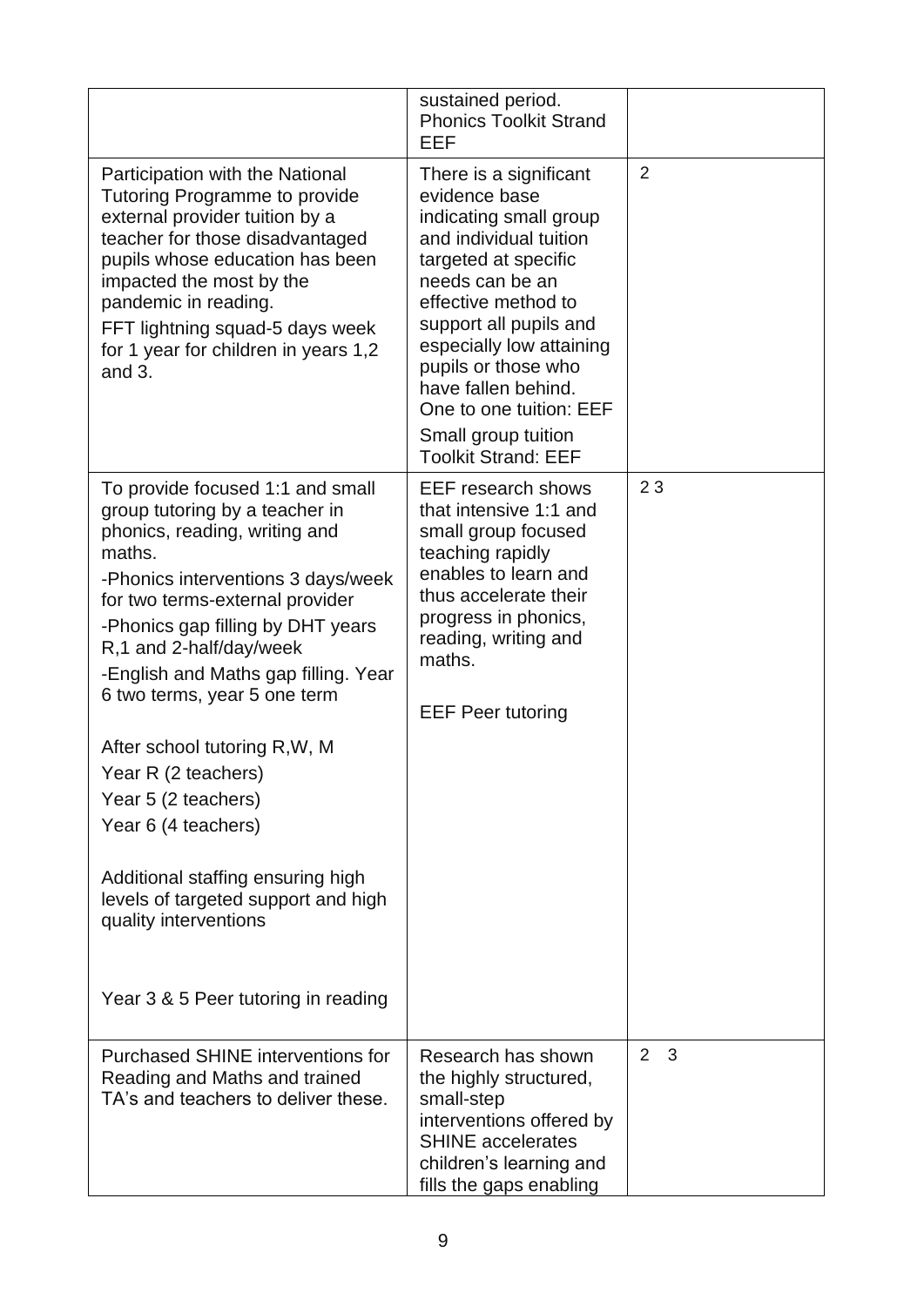| | | |
|---|---|---|
| | sustained period. Phonics Toolkit Strand EEF | |
| Participation with the National Tutoring Programme to provide external provider tuition by a teacher for those disadvantaged pupils whose education has been impacted the most by the pandemic in reading.<br>FFT lightning squad-5 days week for 1 year for children in years 1,2 and 3. | There is a significant evidence base indicating small group and individual tuition targeted at specific needs can be an effective method to support all pupils and especially low attaining pupils or those who have fallen behind. One to one tuition: EEF<br>Small group tuition Toolkit Strand: EEF | 2 |
| To provide focused 1:1 and small group tutoring by a teacher in phonics, reading, writing and maths.<br>-Phonics interventions 3 days/week for two terms-external provider<br>-Phonics gap filling by DHT years R,1 and 2-half/day/week<br>-English and Maths gap filling. Year 6 two terms, year 5 one term<br><br>After school tutoring R,W, M<br>Year R (2 teachers)<br>Year 5 (2 teachers)<br>Year 6 (4 teachers)<br><br>Additional staffing ensuring high levels of targeted support and high quality interventions<br><br>Year 3 & 5 Peer tutoring in reading | EEF research shows that intensive 1:1 and small group focused teaching rapidly enables to learn and thus accelerate their progress in phonics, reading, writing and maths.<br><br>EEF Peer tutoring | 2 3 |
| Purchased SHINE interventions for Reading and Maths and trained TA's and teachers to deliver these. | Research has shown the highly structured, small-step interventions offered by SHINE accelerates children's learning and fills the gaps enabling | 2 3 |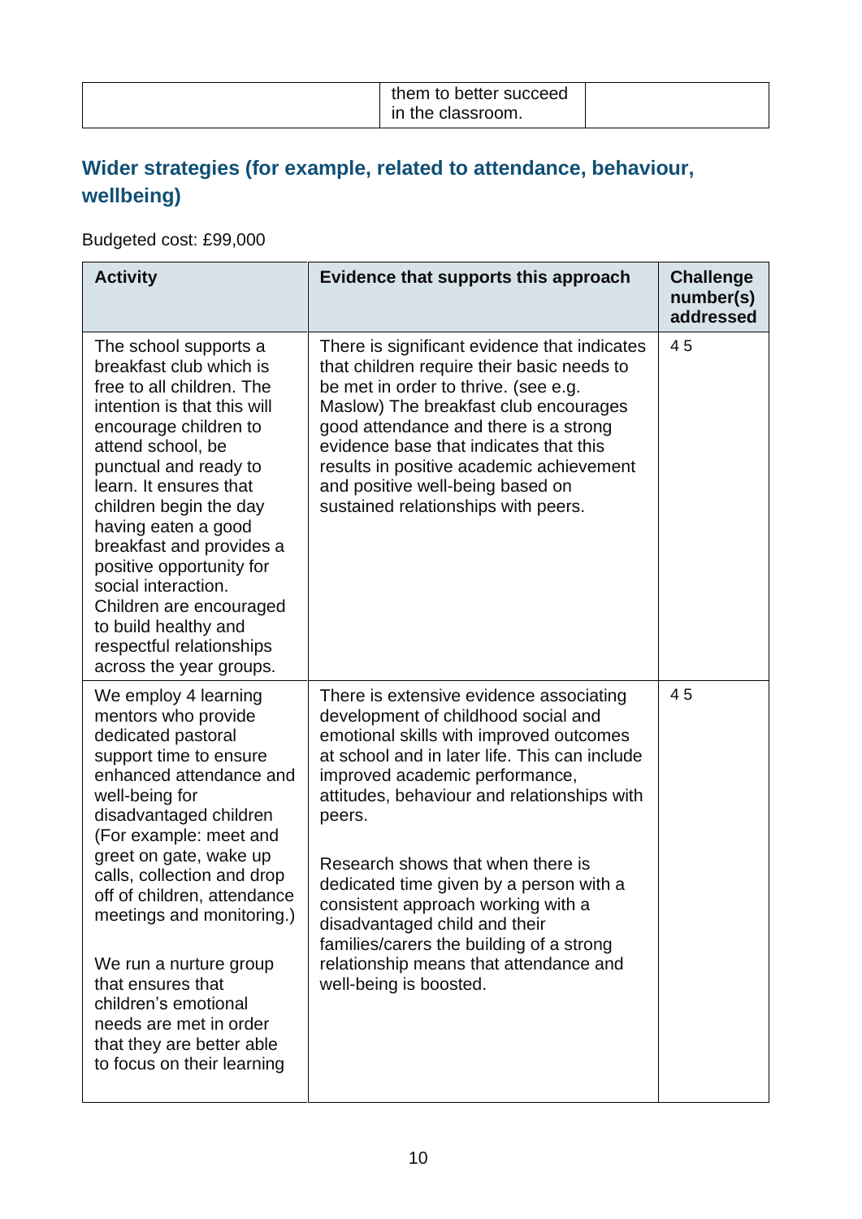| | them to better succeed in the classroom. | |
|---|---|---|

## Wider strategies (for example, related to attendance, behaviour, wellbeing)

Budgeted cost: £99,000

| Activity | Evidence that supports this approach | Challenge number(s) addressed |
|---|---|---|
| The school supports a breakfast club which is free to all children. The intention is that this will encourage children to attend school, be punctual and ready to learn. It ensures that children begin the day having eaten a good breakfast and provides a positive opportunity for social interaction. Children are encouraged to build healthy and respectful relationships across the year groups. | There is significant evidence that indicates that children require their basic needs to be met in order to thrive. (see e.g. Maslow) The breakfast club encourages good attendance and there is a strong evidence base that indicates that this results in positive academic achievement and positive well-being based on sustained relationships with peers. | 4 5 |
| We employ 4 learning mentors who provide dedicated pastoral support time to ensure enhanced attendance and well-being for disadvantaged children (For example: meet and greet on gate, wake up calls, collection and drop off of children, attendance meetings and monitoring.)<br><br>We run a nurture group that ensures that children's emotional needs are met in order that they are better able to focus on their learning | There is extensive evidence associating development of childhood social and emotional skills with improved outcomes at school and in later life. This can include improved academic performance, attitudes, behaviour and relationships with peers.<br><br>Research shows that when there is dedicated time given by a person with a consistent approach working with a disadvantaged child and their families/carers the building of a strong relationship means that attendance and well-being is boosted. | 4 5 |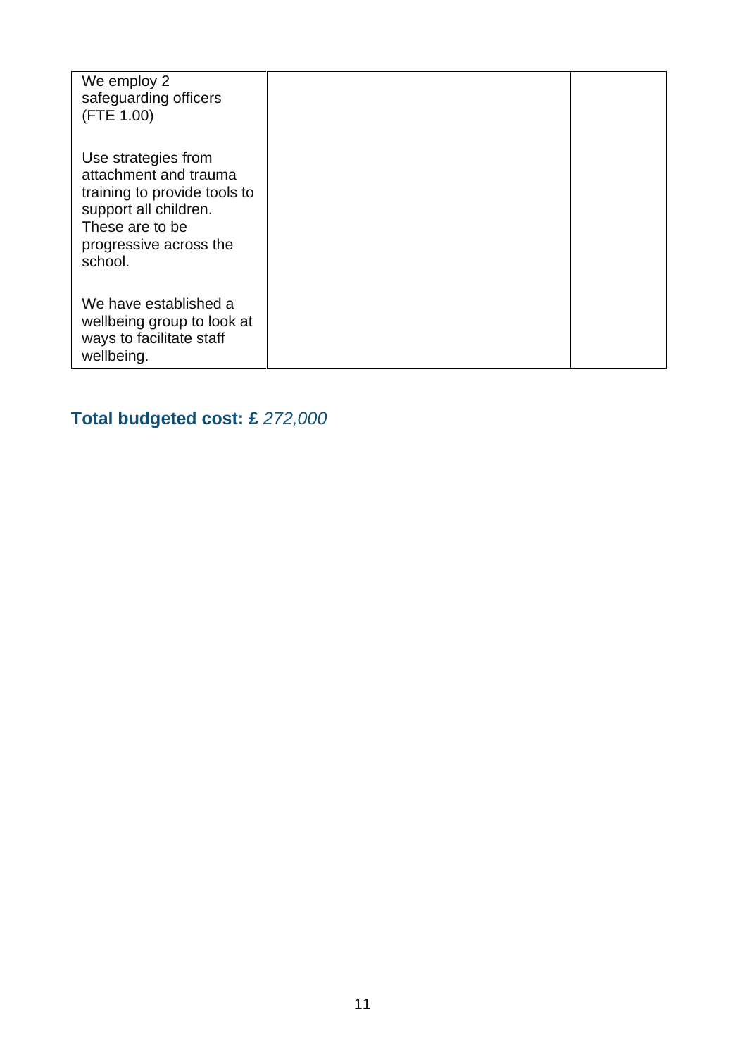| | | |
|---|---|---|
| We employ 2 safeguarding officers (FTE 1.00)<br><br>Use strategies from attachment and trauma training to provide tools to support all children. These are to be progressive across the school.<br><br>We have established a wellbeing group to look at ways to facilitate staff wellbeing. | | |

## Total budgeted cost: £ *272,000*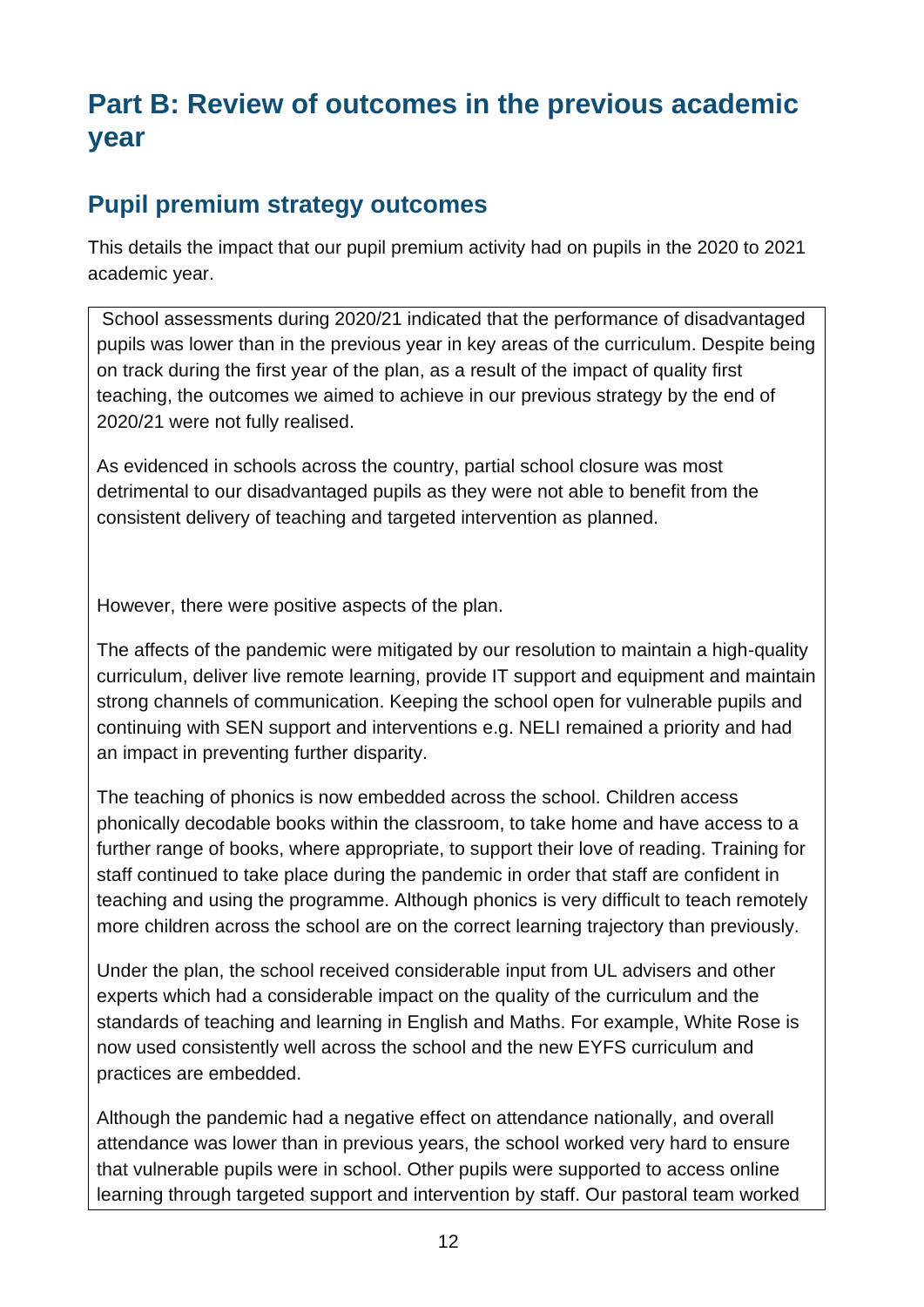# Part B: Review of outcomes in the previous academic year

## Pupil premium strategy outcomes

This details the impact that our pupil premium activity had on pupils in the 2020 to 2021 academic year.

School assessments during 2020/21 indicated that the performance of disadvantaged pupils was lower than in the previous year in key areas of the curriculum. Despite being on track during the first year of the plan, as a result of the impact of quality first teaching, the outcomes we aimed to achieve in our previous strategy by the end of 2020/21 were not fully realised.

As evidenced in schools across the country, partial school closure was most detrimental to our disadvantaged pupils as they were not able to benefit from the consistent delivery of teaching and targeted intervention as planned.

However, there were positive aspects of the plan.

The affects of the pandemic were mitigated by our resolution to maintain a high-quality curriculum, deliver live remote learning, provide IT support and equipment and maintain strong channels of communication. Keeping the school open for vulnerable pupils and continuing with SEN support and interventions e.g. NELI remained a priority and had an impact in preventing further disparity.

The teaching of phonics is now embedded across the school. Children access phonically decodable books within the classroom, to take home and have access to a further range of books, where appropriate, to support their love of reading. Training for staff continued to take place during the pandemic in order that staff are confident in teaching and using the programme. Although phonics is very difficult to teach remotely more children across the school are on the correct learning trajectory than previously.

Under the plan, the school received considerable input from UL advisers and other experts which had a considerable impact on the quality of the curriculum and the standards of teaching and learning in English and Maths. For example, White Rose is now used consistently well across the school and the new EYFS curriculum and practices are embedded.

Although the pandemic had a negative effect on attendance nationally, and overall attendance was lower than in previous years, the school worked very hard to ensure that vulnerable pupils were in school. Other pupils were supported to access online learning through targeted support and intervention by staff. Our pastoral team worked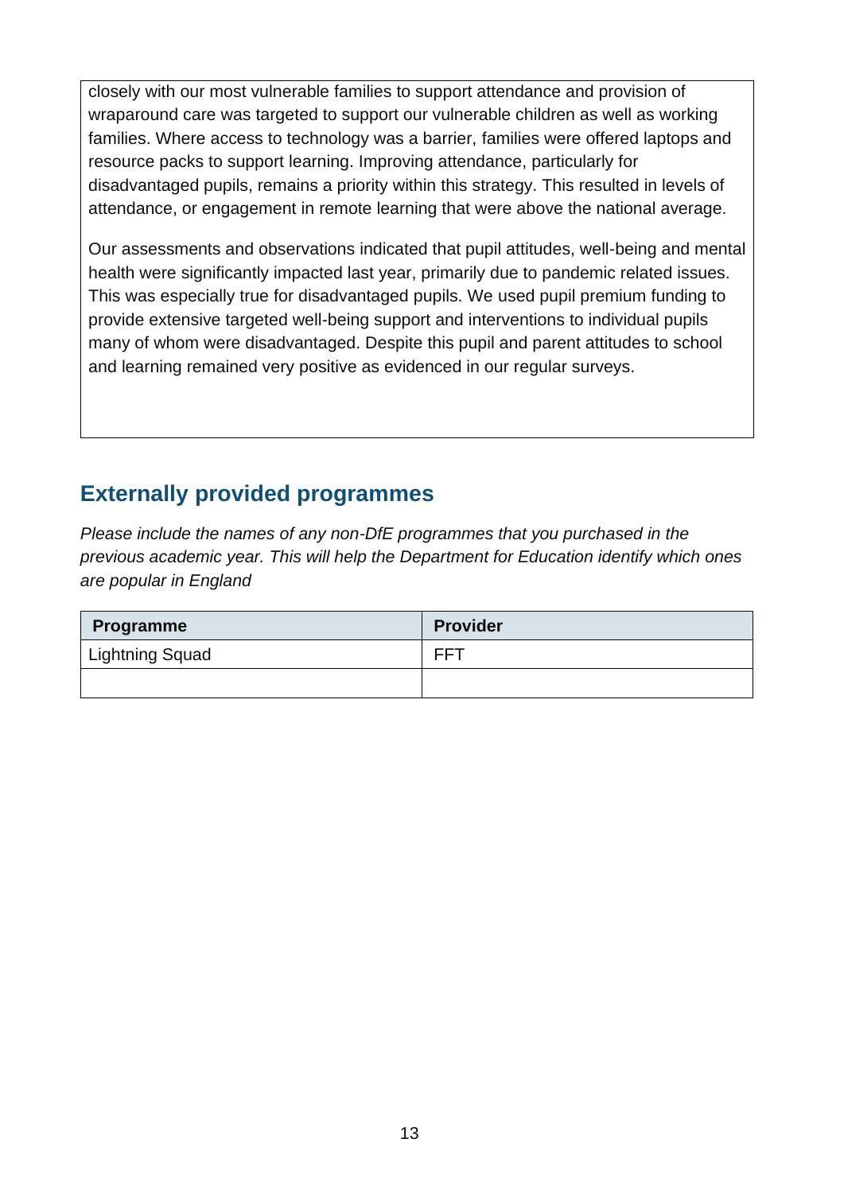closely with our most vulnerable families to support attendance and provision of wraparound care was targeted to support our vulnerable children as well as working families. Where access to technology was a barrier, families were offered laptops and resource packs to support learning. Improving attendance, particularly for disadvantaged pupils, remains a priority within this strategy. This resulted in levels of attendance, or engagement in remote learning that were above the national average.

Our assessments and observations indicated that pupil attitudes, well-being and mental health were significantly impacted last year, primarily due to pandemic related issues. This was especially true for disadvantaged pupils. We used pupil premium funding to provide extensive targeted well-being support and interventions to individual pupils many of whom were disadvantaged. Despite this pupil and parent attitudes to school and learning remained very positive as evidenced in our regular surveys.

## Externally provided programmes

*Please include the names of any non-DfE programmes that you purchased in the previous academic year. This will help the Department for Education identify which ones are popular in England*

| Programme | Provider |
|---|---|
| Lightning Squad | FFT |
| | |